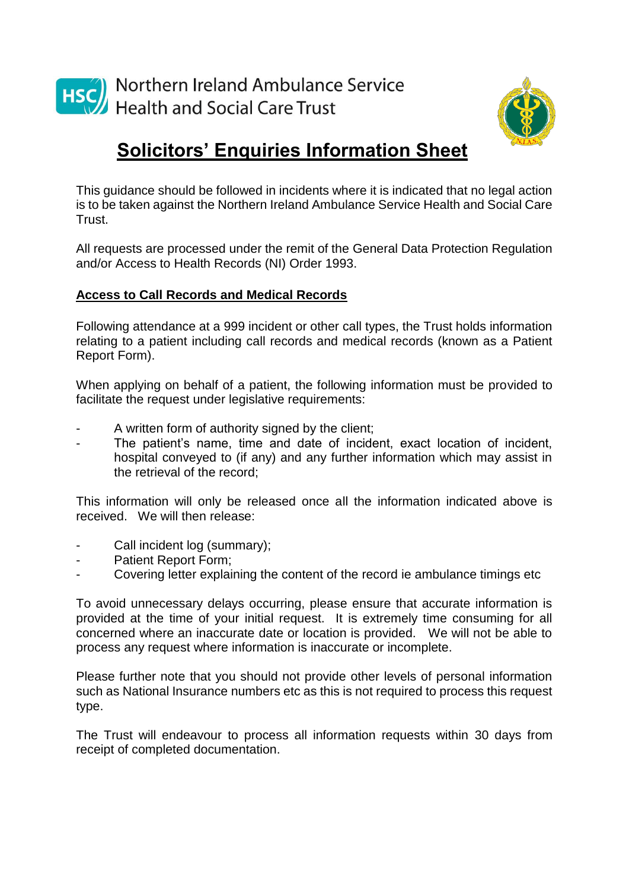Northern Ireland Ambulance Service
Health and Social Care Trust

# Solicitors' Enquiries Information Sheet

This guidance should be followed in incidents where it is indicated that no legal action is to be taken against the Northern Ireland Ambulance Service Health and Social Care Trust.

All requests are processed under the remit of the General Data Protection Regulation and/or Access to Health Records (NI) Order 1993.

## Access to Call Records and Medical Records

Following attendance at a 999 incident or other call types, the Trust holds information relating to a patient including call records and medical records (known as a Patient Report Form).

When applying on behalf of a patient, the following information must be provided to facilitate the request under legislative requirements:

- A written form of authority signed by the client;
- The patient's name, time and date of incident, exact location of incident, hospital conveyed to (if any) and any further information which may assist in the retrieval of the record;

This information will only be released once all the information indicated above is received. We will then release:

- Call incident log (summary);
- Patient Report Form;
- Covering letter explaining the content of the record ie ambulance timings etc

To avoid unnecessary delays occurring, please ensure that accurate information is provided at the time of your initial request. It is extremely time consuming for all concerned where an inaccurate date or location is provided. We will not be able to process any request where information is inaccurate or incomplete.

Please further note that you should not provide other levels of personal information such as National Insurance numbers etc as this is not required to process this request type.

The Trust will endeavour to process all information requests within 30 days from receipt of completed documentation.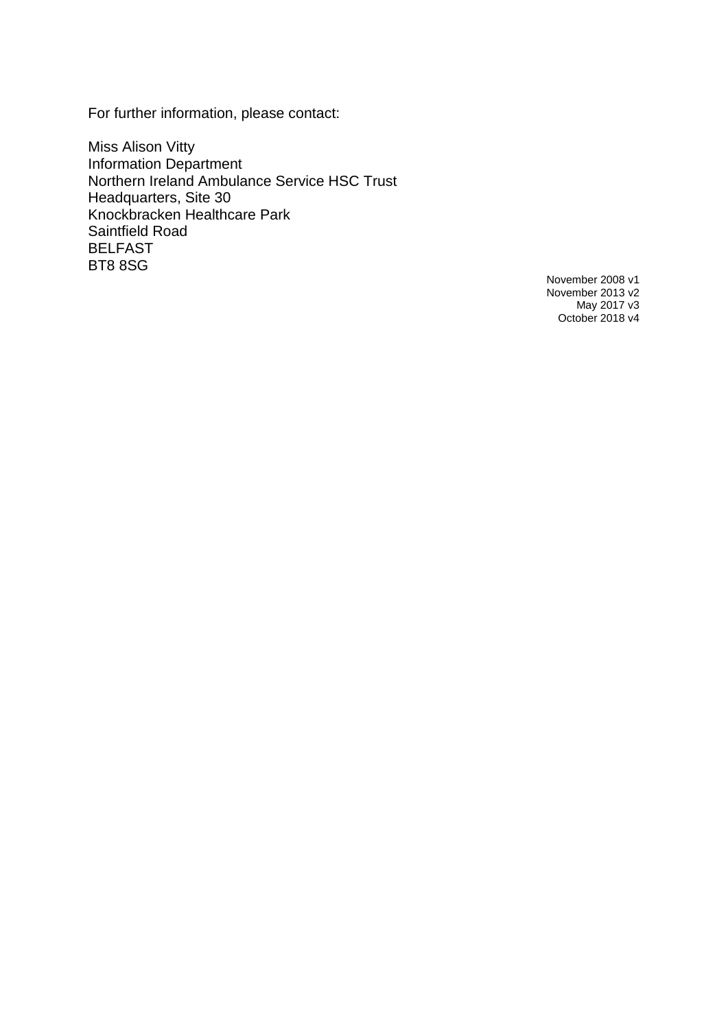For further information, please contact:

Miss Alison Vitty
Information Department
Northern Ireland Ambulance Service HSC Trust
Headquarters, Site 30
Knockbracken Healthcare Park
Saintfield Road
BELFAST
BT8 8SG

November 2008 v1
November 2013 v2
May 2017 v3
October 2018 v4